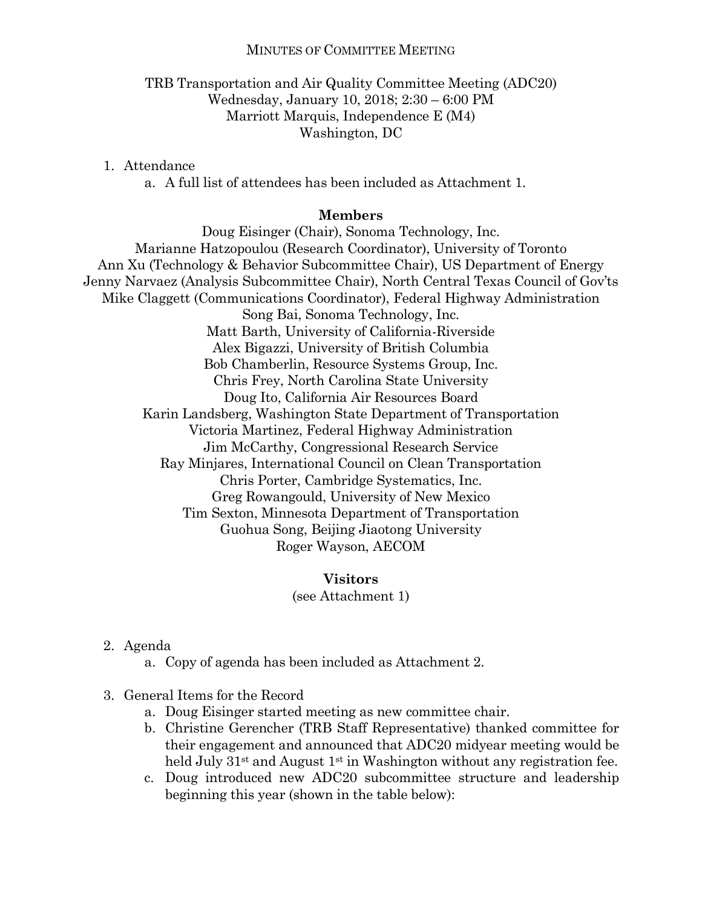MINUTES OF COMMITTEE MEETING

TRB Transportation and Air Quality Committee Meeting (ADC20)
Wednesday, January 10, 2018; 2:30 – 6:00 PM
Marriott Marquis, Independence E (M4)
Washington, DC

1. Attendance
   a. A full list of attendees has been included as Attachment 1.

**Members**

Doug Eisinger (Chair), Sonoma Technology, Inc.
Marianne Hatzopoulou (Research Coordinator), University of Toronto
Ann Xu (Technology & Behavior Subcommittee Chair), US Department of Energy
Jenny Narvaez (Analysis Subcommittee Chair), North Central Texas Council of Gov'ts
Mike Claggett (Communications Coordinator), Federal Highway Administration
Song Bai, Sonoma Technology, Inc.
Matt Barth, University of California-Riverside
Alex Bigazzi, University of British Columbia
Bob Chamberlin, Resource Systems Group, Inc.
Chris Frey, North Carolina State University
Doug Ito, California Air Resources Board
Karin Landsberg, Washington State Department of Transportation
Victoria Martinez, Federal Highway Administration
Jim McCarthy, Congressional Research Service
Ray Minjares, International Council on Clean Transportation
Chris Porter, Cambridge Systematics, Inc.
Greg Rowangould, University of New Mexico
Tim Sexton, Minnesota Department of Transportation
Guohua Song, Beijing Jiaotong University
Roger Wayson, AECOM

**Visitors**

(see Attachment 1)

2. Agenda
   a. Copy of agenda has been included as Attachment 2.

3. General Items for the Record
   a. Doug Eisinger started meeting as new committee chair.
   b. Christine Gerencher (TRB Staff Representative) thanked committee for their engagement and announced that ADC20 midyear meeting would be held July 31st and August 1st in Washington without any registration fee.
   c. Doug introduced new ADC20 subcommittee structure and leadership beginning this year (shown in the table below):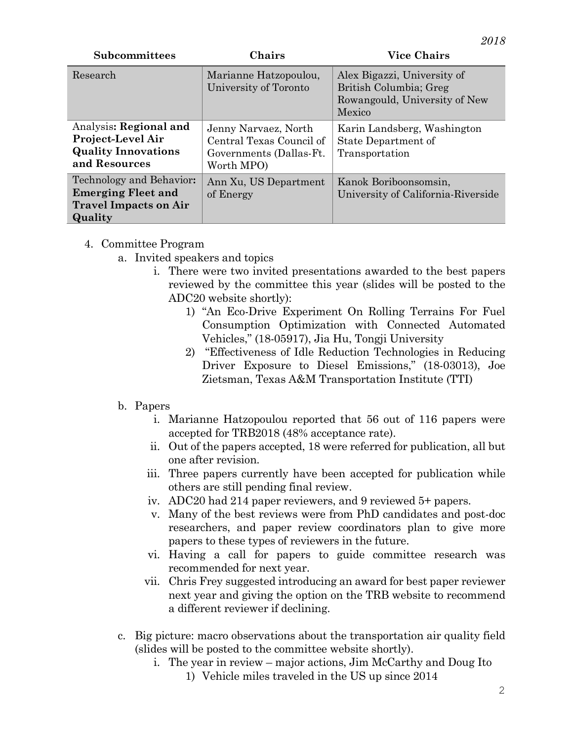| Subcommittees | Chairs | Vice Chairs |
| --- | --- | --- |
| Research | Marianne Hatzopoulou, University of Toronto | Alex Bigazzi, University of British Columbia; Greg Rowangould, University of New Mexico |
| Analysis**: Regional and Project-Level Air Quality Innovations and Resources** | Jenny Narvaez, North Central Texas Council of Governments (Dallas-Ft. Worth MPO) | Karin Landsberg, Washington State Department of Transportation |
| Technology and Behavior**: Emerging Fleet and Travel Impacts on Air Quality** | Ann Xu, US Department of Energy | Kanok Boriboonsomsin, University of California-Riverside |

4. Committee Program
   a. Invited speakers and topics
      i. There were two invited presentations awarded to the best papers reviewed by the committee this year (slides will be posted to the ADC20 website shortly):
         1) "An Eco-Drive Experiment On Rolling Terrains For Fuel Consumption Optimization with Connected Automated Vehicles," (18-05917), Jia Hu, Tongji University
         2) "Effectiveness of Idle Reduction Technologies in Reducing Driver Exposure to Diesel Emissions," (18-03013), Joe Zietsman, Texas A&M Transportation Institute (TTI)

   b. Papers
      i. Marianne Hatzopoulou reported that 56 out of 116 papers were accepted for TRB2018 (48% acceptance rate).
      ii. Out of the papers accepted, 18 were referred for publication, all but one after revision.
      iii. Three papers currently have been accepted for publication while others are still pending final review.
      iv. ADC20 had 214 paper reviewers, and 9 reviewed 5+ papers.
      v. Many of the best reviews were from PhD candidates and post-doc researchers, and paper review coordinators plan to give more papers to these types of reviewers in the future.
      vi. Having a call for papers to guide committee research was recommended for next year.
      vii. Chris Frey suggested introducing an award for best paper reviewer next year and giving the option on the TRB website to recommend a different reviewer if declining.

   c. Big picture: macro observations about the transportation air quality field (slides will be posted to the committee website shortly).
      i. The year in review – major actions, Jim McCarthy and Doug Ito
         1) Vehicle miles traveled in the US up since 2014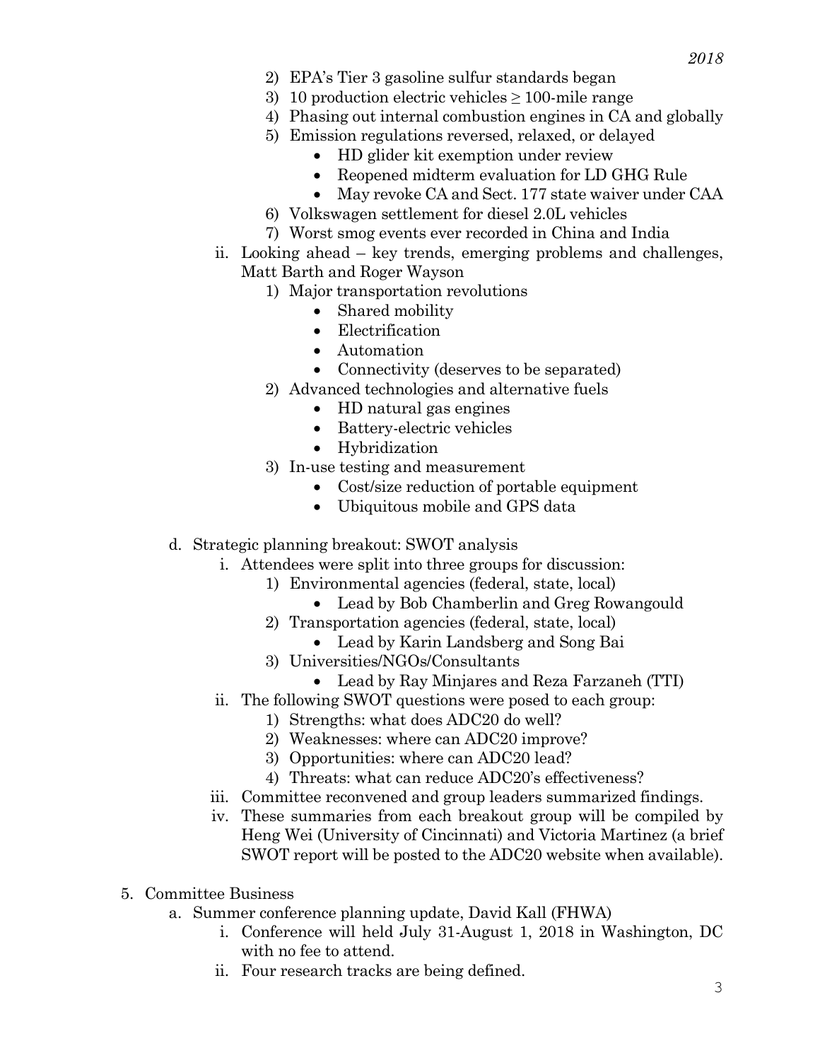2) EPA's Tier 3 gasoline sulfur standards began
3) 10 production electric vehicles ≥ 100-mile range
4) Phasing out internal combustion engines in CA and globally
5) Emission regulations reversed, relaxed, or delayed
    - HD glider kit exemption under review
    - Reopened midterm evaluation for LD GHG Rule
    - May revoke CA and Sect. 177 state waiver under CAA
6) Volkswagen settlement for diesel 2.0L vehicles
7) Worst smog events ever recorded in China and India

ii. Looking ahead – key trends, emerging problems and challenges, Matt Barth and Roger Wayson
1) Major transportation revolutions
    - Shared mobility
    - Electrification
    - Automation
    - Connectivity (deserves to be separated)
2) Advanced technologies and alternative fuels
    - HD natural gas engines
    - Battery-electric vehicles
    - Hybridization
3) In-use testing and measurement
    - Cost/size reduction of portable equipment
    - Ubiquitous mobile and GPS data

d. Strategic planning breakout: SWOT analysis

i. Attendees were split into three groups for discussion:
1) Environmental agencies (federal, state, local)
    - Lead by Bob Chamberlin and Greg Rowangould
2) Transportation agencies (federal, state, local)
    - Lead by Karin Landsberg and Song Bai
3) Universities/NGOs/Consultants
    - Lead by Ray Minjares and Reza Farzaneh (TTI)

ii. The following SWOT questions were posed to each group:
1) Strengths: what does ADC20 do well?
2) Weaknesses: where can ADC20 improve?
3) Opportunities: where can ADC20 lead?
4) Threats: what can reduce ADC20's effectiveness?

iii. Committee reconvened and group leaders summarized findings.

iv. These summaries from each breakout group will be compiled by Heng Wei (University of Cincinnati) and Victoria Martinez (a brief SWOT report will be posted to the ADC20 website when available).

5. Committee Business

a. Summer conference planning update, David Kall (FHWA)

i. Conference will held July 31-August 1, 2018 in Washington, DC with no fee to attend.

ii. Four research tracks are being defined.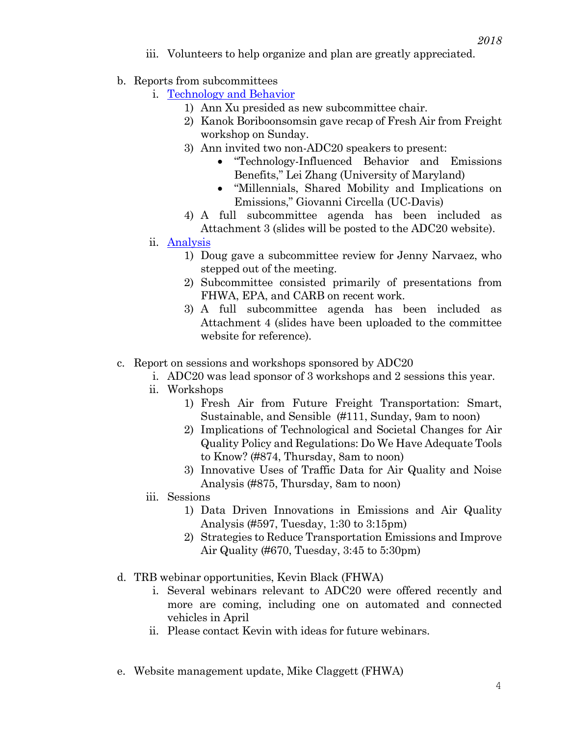iii. Volunteers to help organize and plan are greatly appreciated.

b. Reports from subcommittees
   i. [Technology and Behavior]
      1) Ann Xu presided as new subcommittee chair.
      2) Kanok Boriboonsomsin gave recap of Fresh Air from Freight workshop on Sunday.
      3) Ann invited two non-ADC20 speakers to present:
         - "Technology-Influenced Behavior and Emissions Benefits," Lei Zhang (University of Maryland)
         - "Millennials, Shared Mobility and Implications on Emissions," Giovanni Circella (UC-Davis)
      4) A full subcommittee agenda has been included as Attachment 3 (slides will be posted to the ADC20 website).
   ii. [Analysis]
      1) Doug gave a subcommittee review for Jenny Narvaez, who stepped out of the meeting.
      2) Subcommittee consisted primarily of presentations from FHWA, EPA, and CARB on recent work.
      3) A full subcommittee agenda has been included as Attachment 4 (slides have been uploaded to the committee website for reference).

c. Report on sessions and workshops sponsored by ADC20
   i. ADC20 was lead sponsor of 3 workshops and 2 sessions this year.
   ii. Workshops
      1) Fresh Air from Future Freight Transportation: Smart, Sustainable, and Sensible (#111, Sunday, 9am to noon)
      2) Implications of Technological and Societal Changes for Air Quality Policy and Regulations: Do We Have Adequate Tools to Know? (#874, Thursday, 8am to noon)
      3) Innovative Uses of Traffic Data for Air Quality and Noise Analysis (#875, Thursday, 8am to noon)
   iii. Sessions
      1) Data Driven Innovations in Emissions and Air Quality Analysis (#597, Tuesday, 1:30 to 3:15pm)
      2) Strategies to Reduce Transportation Emissions and Improve Air Quality (#670, Tuesday, 3:45 to 5:30pm)

d. TRB webinar opportunities, Kevin Black (FHWA)
   i. Several webinars relevant to ADC20 were offered recently and more are coming, including one on automated and connected vehicles in April
   ii. Please contact Kevin with ideas for future webinars.

e. Website management update, Mike Claggett (FHWA)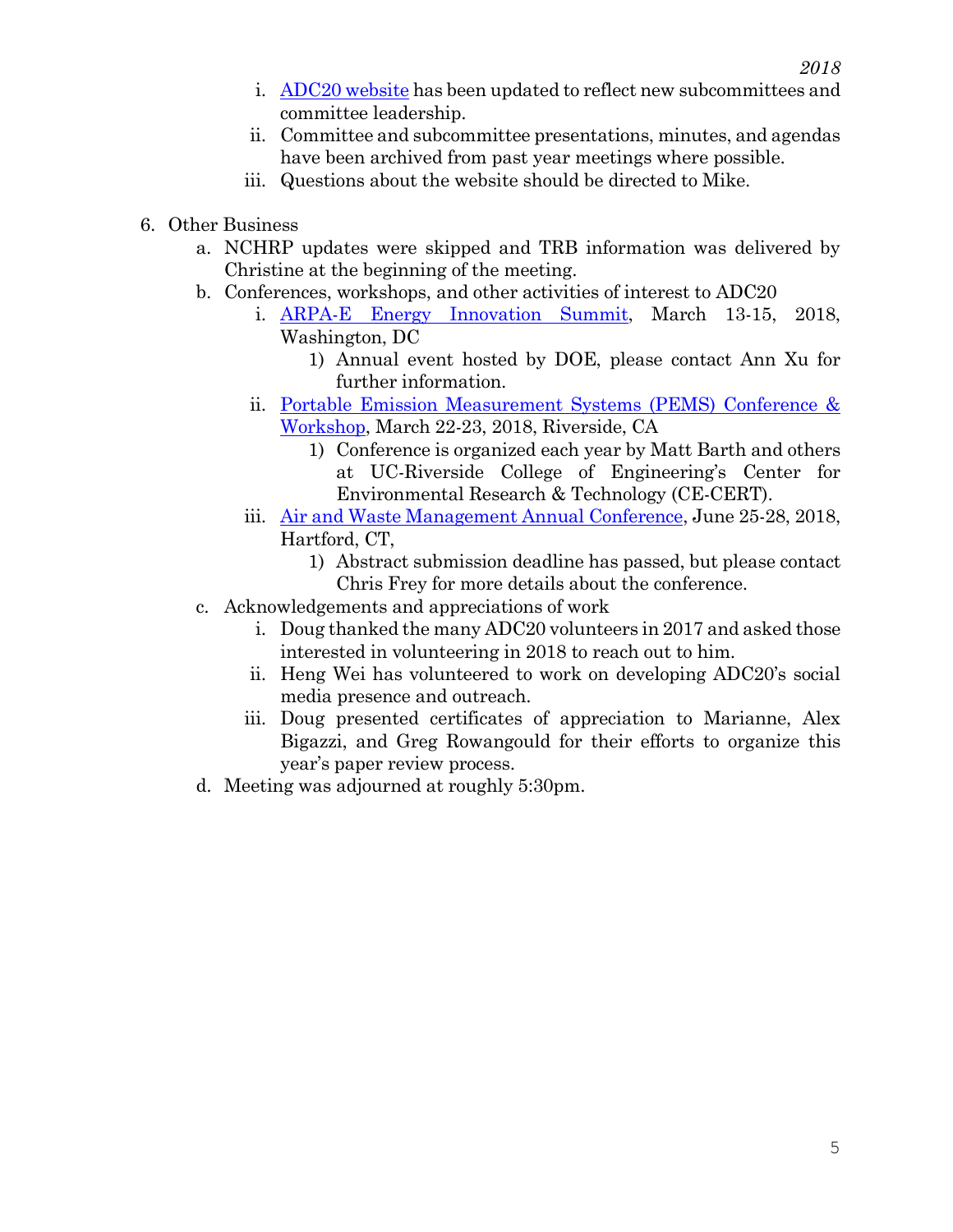i. ADC20 website has been updated to reflect new subcommittees and committee leadership.
ii. Committee and subcommittee presentations, minutes, and agendas have been archived from past year meetings where possible.
iii. Questions about the website should be directed to Mike.

6. Other Business
   a. NCHRP updates were skipped and TRB information was delivered by Christine at the beginning of the meeting.
   b. Conferences, workshops, and other activities of interest to ADC20
      i. ARPA-E Energy Innovation Summit, March 13-15, 2018, Washington, DC
         1) Annual event hosted by DOE, please contact Ann Xu for further information.
      ii. Portable Emission Measurement Systems (PEMS) Conference & Workshop, March 22-23, 2018, Riverside, CA
         1) Conference is organized each year by Matt Barth and others at UC-Riverside College of Engineering's Center for Environmental Research & Technology (CE-CERT).
      iii. Air and Waste Management Annual Conference, June 25-28, 2018, Hartford, CT,
         1) Abstract submission deadline has passed, but please contact Chris Frey for more details about the conference.
   c. Acknowledgements and appreciations of work
      i. Doug thanked the many ADC20 volunteers in 2017 and asked those interested in volunteering in 2018 to reach out to him.
      ii. Heng Wei has volunteered to work on developing ADC20's social media presence and outreach.
      iii. Doug presented certificates of appreciation to Marianne, Alex Bigazzi, and Greg Rowangould for their efforts to organize this year's paper review process.
   d. Meeting was adjourned at roughly 5:30pm.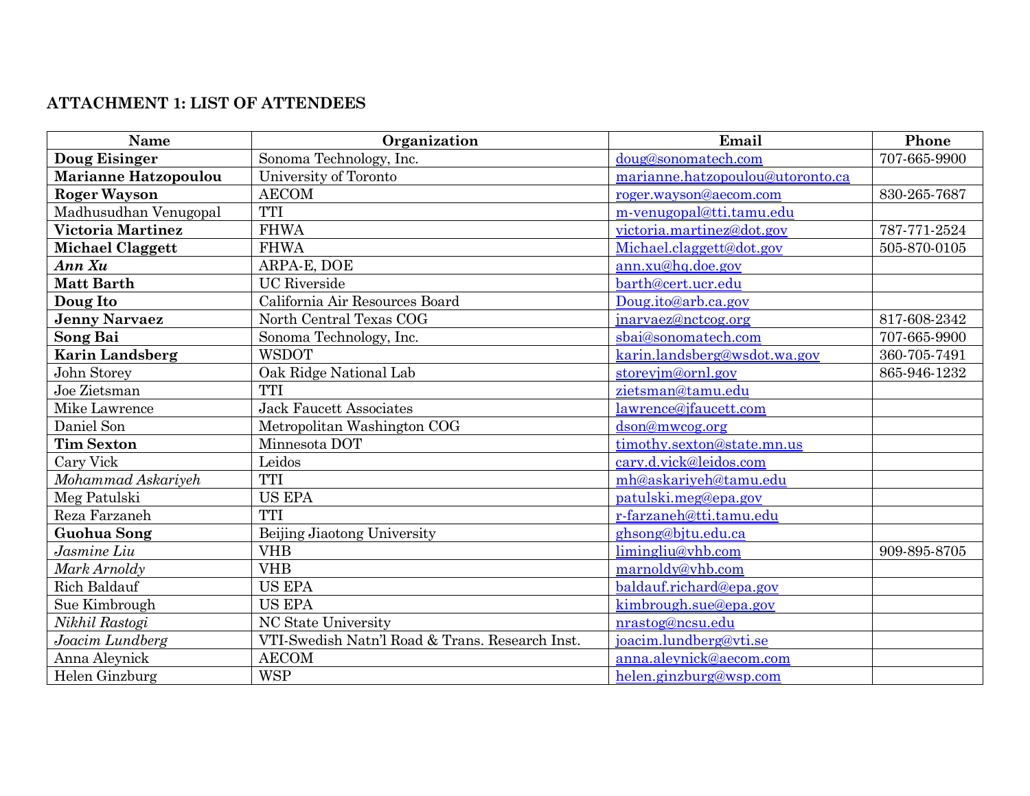## ATTACHMENT 1: LIST OF ATTENDEES

| Name | Organization | Email | Phone |
|---|---|---|---|
| **Doug Eisinger** | Sonoma Technology, Inc. | doug@sonomatech.com | 707-665-9900 |
| **Marianne Hatzopoulou** | University of Toronto | marianne.hatzopoulou@utoronto.ca | |
| **Roger Wayson** | AECOM | roger.wayson@aecom.com | 830-265-7687 |
| Madhusudhan Venugopal | TTI | m-venugopal@tti.tamu.edu | |
| **Victoria Martinez** | FHWA | victoria.martinez@dot.gov | 787-771-2524 |
| **Michael Claggett** | FHWA | Michael.claggett@dot.gov | 505-870-0105 |
| ***Ann Xu*** | ARPA-E, DOE | ann.xu@hq.doe.gov | |
| **Matt Barth** | UC Riverside | barth@cert.ucr.edu | |
| **Doug Ito** | California Air Resources Board | Doug.ito@arb.ca.gov | |
| **Jenny Narvaez** | North Central Texas COG | jnarvaez@nctcog.org | 817-608-2342 |
| **Song Bai** | Sonoma Technology, Inc. | sbai@sonomatech.com | 707-665-9900 |
| **Karin Landsberg** | WSDOT | karin.landsberg@wsdot.wa.gov | 360-705-7491 |
| John Storey | Oak Ridge National Lab | storeyjm@ornl.gov | 865-946-1232 |
| Joe Zietsman | TTI | zietsman@tamu.edu | |
| Mike Lawrence | Jack Faucett Associates | lawrence@jfaucett.com | |
| Daniel Son | Metropolitan Washington COG | dson@mwcog.org | |
| **Tim Sexton** | Minnesota DOT | timothy.sexton@state.mn.us | |
| Cary Vick | Leidos | cary.d.vick@leidos.com | |
| *Mohammad Askariyeh* | TTI | mh@askariyeh@tamu.edu | |
| Meg Patulski | US EPA | patulski.meg@epa.gov | |
| Reza Farzaneh | TTI | r-farzaneh@tti.tamu.edu | |
| **Guohua Song** | Beijing Jiaotong University | ghsong@bjtu.edu.ca | |
| *Jasmine Liu* | VHB | limingliu@vhb.com | 909-895-8705 |
| *Mark Arnoldy* | VHB | marnoldy@vhb.com | |
| Rich Baldauf | US EPA | baldauf.richard@epa.gov | |
| Sue Kimbrough | US EPA | kimbrough.sue@epa.gov | |
| *Nikhil Rastogi* | NC State University | nrastog@ncsu.edu | |
| *Joacim Lundberg* | VTI-Swedish Natn'l Road & Trans. Research Inst. | joacim.lundberg@vti.se | |
| Anna Aleynick | AECOM | anna.aleynick@aecom.com | |
| Helen Ginzburg | WSP | helen.ginzburg@wsp.com | |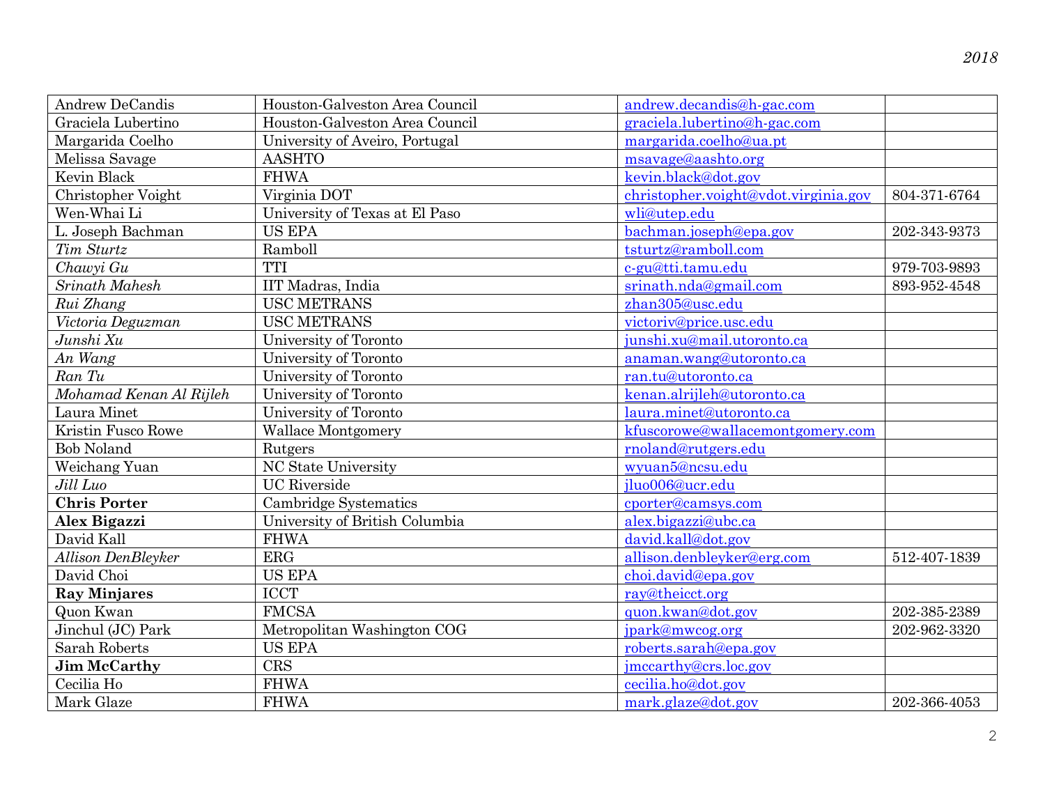| Andrew DeCandis | Houston-Galveston Area Council | andrew.decandis@h-gac.com | |
|---|---|---|---|
| Graciela Lubertino | Houston-Galveston Area Council | graciela.lubertino@h-gac.com | |
| Margarida Coelho | University of Aveiro, Portugal | margarida.coelho@ua.pt | |
| Melissa Savage | AASHTO | msavage@aashto.org | |
| Kevin Black | FHWA | kevin.black@dot.gov | |
| Christopher Voight | Virginia DOT | christopher.voight@vdot.virginia.gov | 804-371-6764 |
| Wen-Whai Li | University of Texas at El Paso | wli@utep.edu | |
| L. Joseph Bachman | US EPA | bachman.joseph@epa.gov | 202-343-9373 |
| *Tim Sturtz* | Ramboll | tsturtz@ramboll.com | |
| *Chawyi Gu* | TTI | c-gu@tti.tamu.edu | 979-703-9893 |
| *Srinath Mahesh* | IIT Madras, India | srinath.nda@gmail.com | 893-952-4548 |
| *Rui Zhang* | USC METRANS | zhan305@usc.edu | |
| *Victoria Deguzman* | USC METRANS | victoriv@price.usc.edu | |
| *Junshi Xu* | University of Toronto | junshi.xu@mail.utoronto.ca | |
| *An Wang* | University of Toronto | anaman.wang@utoronto.ca | |
| *Ran Tu* | University of Toronto | ran.tu@utoronto.ca | |
| *Mohamad Kenan Al Rijleh* | University of Toronto | kenan.alrijleh@utoronto.ca | |
| Laura Minet | University of Toronto | laura.minet@utoronto.ca | |
| Kristin Fusco Rowe | Wallace Montgomery | kfuscorowe@wallacemontgomery.com | |
| Bob Noland | Rutgers | rnoland@rutgers.edu | |
| Weichang Yuan | NC State University | wyuan5@ncsu.edu | |
| *Jill Luo* | UC Riverside | jluo006@ucr.edu | |
| **Chris Porter** | Cambridge Systematics | cporter@camsys.com | |
| **Alex Bigazzi** | University of British Columbia | alex.bigazzi@ubc.ca | |
| David Kall | FHWA | david.kall@dot.gov | |
| *Allison DenBleyker* | ERG | allison.denbleyker@erg.com | 512-407-1839 |
| David Choi | US EPA | choi.david@epa.gov | |
| **Ray Minjares** | ICCT | ray@theicct.org | |
| Quon Kwan | FMCSA | quon.kwan@dot.gov | 202-385-2389 |
| Jinchul (JC) Park | Metropolitan Washington COG | jpark@mwcog.org | 202-962-3320 |
| Sarah Roberts | US EPA | roberts.sarah@epa.gov | |
| **Jim McCarthy** | CRS | jmccarthy@crs.loc.gov | |
| Cecilia Ho | FHWA | cecilia.ho@dot.gov | |
| Mark Glaze | FHWA | mark.glaze@dot.gov | 202-366-4053 |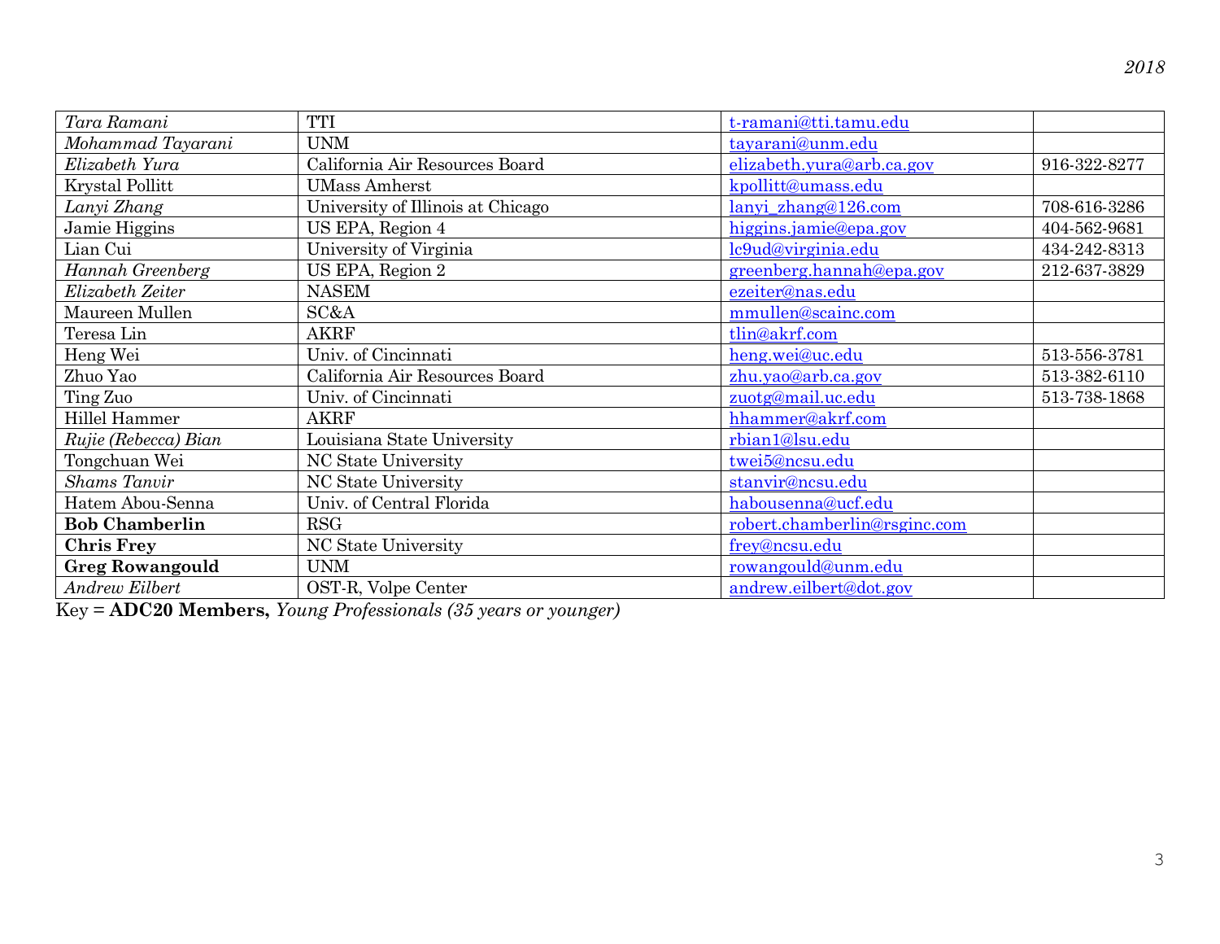| | | | |
|---|---|---|---|
| *Tara Ramani* | TTI | t-ramani@tti.tamu.edu | |
| *Mohammad Tayarani* | UNM | tayarani@unm.edu | |
| *Elizabeth Yura* | California Air Resources Board | elizabeth.yura@arb.ca.gov | 916-322-8277 |
| Krystal Pollitt | UMass Amherst | kpollitt@umass.edu | |
| *Lanyi Zhang* | University of Illinois at Chicago | lanyi_zhang@126.com | 708-616-3286 |
| Jamie Higgins | US EPA, Region 4 | higgins.jamie@epa.gov | 404-562-9681 |
| Lian Cui | University of Virginia | lc9ud@virginia.edu | 434-242-8313 |
| *Hannah Greenberg* | US EPA, Region 2 | greenberg.hannah@epa.gov | 212-637-3829 |
| *Elizabeth Zeiter* | NASEM | ezeiter@nas.edu | |
| Maureen Mullen | SC&A | mmullen@scainc.com | |
| Teresa Lin | AKRF | tlin@akrf.com | |
| Heng Wei | Univ. of Cincinnati | heng.wei@uc.edu | 513-556-3781 |
| Zhuo Yao | California Air Resources Board | zhu.yao@arb.ca.gov | 513-382-6110 |
| Ting Zuo | Univ. of Cincinnati | zuotg@mail.uc.edu | 513-738-1868 |
| Hillel Hammer | AKRF | hhammer@akrf.com | |
| *Rujie (Rebecca) Bian* | Louisiana State University | rbian1@lsu.edu | |
| Tongchuan Wei | NC State University | twei5@ncsu.edu | |
| *Shams Tanvir* | NC State University | stanvir@ncsu.edu | |
| Hatem Abou-Senna | Univ. of Central Florida | habousenna@ucf.edu | |
| **Bob Chamberlin** | RSG | robert.chamberlin@rsginc.com | |
| **Chris Frey** | NC State University | frey@ncsu.edu | |
| **Greg Rowangould** | UNM | rowangould@unm.edu | |
| *Andrew Eilbert* | OST-R, Volpe Center | andrew.eilbert@dot.gov | |

Key = **ADC20 Members,** *Young Professionals (35 years or younger)*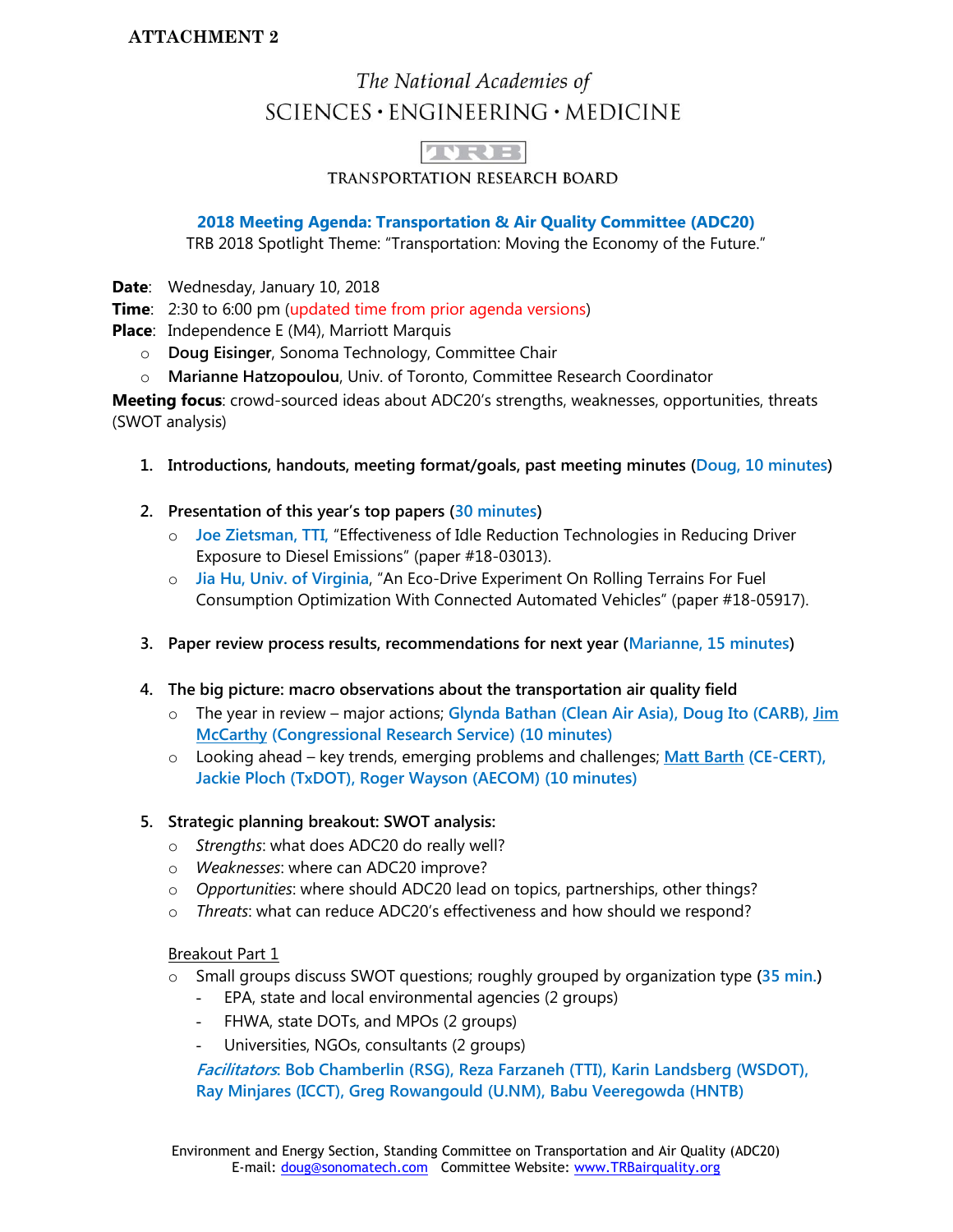**ATTACHMENT 2**

The National Academies of
SCIENCES • ENGINEERING • MEDICINE

TRB
TRANSPORTATION RESEARCH BOARD

## 2018 Meeting Agenda: Transportation & Air Quality Committee (ADC20)

TRB 2018 Spotlight Theme: "Transportation: Moving the Economy of the Future."

**Date**: Wednesday, January 10, 2018
**Time**: 2:30 to 6:00 pm (updated time from prior agenda versions)
**Place**: Independence E (M4), Marriott Marquis

- **Doug Eisinger**, Sonoma Technology, Committee Chair
- **Marianne Hatzopoulou**, Univ. of Toronto, Committee Research Coordinator

**Meeting focus**: crowd-sourced ideas about ADC20's strengths, weaknesses, opportunities, threats (SWOT analysis)

1. **Introductions, handouts, meeting format/goals, past meeting minutes (Doug, 10 minutes)**

2. **Presentation of this year's top papers (30 minutes)**
   - Joe Zietsman, TTI, "Effectiveness of Idle Reduction Technologies in Reducing Driver Exposure to Diesel Emissions" (paper #18-03013).
   - Jia Hu, Univ. of Virginia, "An Eco-Drive Experiment On Rolling Terrains For Fuel Consumption Optimization With Connected Automated Vehicles" (paper #18-05917).

3. **Paper review process results, recommendations for next year (Marianne, 15 minutes)**

4. **The big picture: macro observations about the transportation air quality field**
   - The year in review – major actions; Glynda Bathan (Clean Air Asia), Doug Ito (CARB), Jim McCarthy (Congressional Research Service) (10 minutes)
   - Looking ahead – key trends, emerging problems and challenges; Matt Barth (CE-CERT), Jackie Ploch (TxDOT), Roger Wayson (AECOM) (10 minutes)

5. **Strategic planning breakout: SWOT analysis:**
   - *Strengths*: what does ADC20 do really well?
   - *Weaknesses*: where can ADC20 improve?
   - *Opportunities*: where should ADC20 lead on topics, partnerships, other things?
   - *Threats*: what can reduce ADC20's effectiveness and how should we respond?

   Breakout Part 1

   - Small groups discuss SWOT questions; roughly grouped by organization type (35 min.)
     - EPA, state and local environmental agencies (2 groups)
     - FHWA, state DOTs, and MPOs (2 groups)
     - Universities, NGOs, consultants (2 groups)

   ***Facilitators*: Bob Chamberlin (RSG), Reza Farzaneh (TTI), Karin Landsberg (WSDOT), Ray Minjares (ICCT), Greg Rowangould (U.NM), Babu Veeregowda (HNTB)**

Environment and Energy Section, Standing Committee on Transportation and Air Quality (ADC20)
E-mail: doug@sonomatech.com Committee Website: www.TRBairquality.org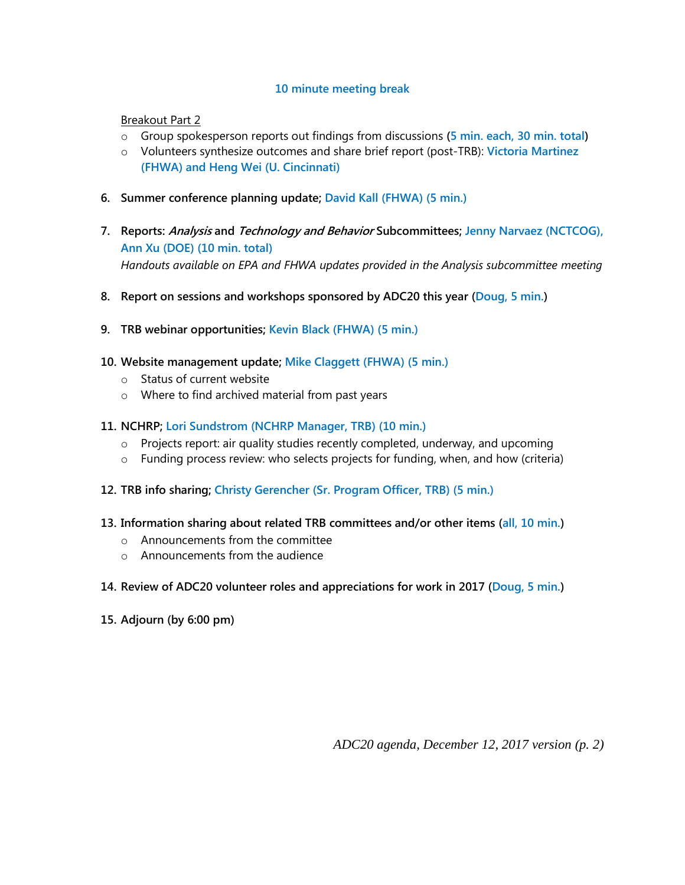**10 minute meeting break**

Breakout Part 2

- Group spokesperson reports out findings from discussions (**5 min. each, 30 min. total**)
- Volunteers synthesize outcomes and share brief report (post-TRB): **Victoria Martinez (FHWA) and Heng Wei (U. Cincinnati)**

6. **Summer conference planning update; David Kall (FHWA) (5 min.)**

7. **Reports: *Analysis* and *Technology and Behavior* Subcommittees; Jenny Narvaez (NCTCOG), Ann Xu (DOE) (10 min. total)**
   *Handouts available on EPA and FHWA updates provided in the Analysis subcommittee meeting*

8. **Report on sessions and workshops sponsored by ADC20 this year (Doug, 5 min.)**

9. **TRB webinar opportunities; Kevin Black (FHWA) (5 min.)**

10. **Website management update; Mike Claggett (FHWA) (5 min.)**
    - Status of current website
    - Where to find archived material from past years

11. **NCHRP; Lori Sundstrom (NCHRP Manager, TRB) (10 min.)**
    - Projects report: air quality studies recently completed, underway, and upcoming
    - Funding process review: who selects projects for funding, when, and how (criteria)

12. **TRB info sharing; Christy Gerencher (Sr. Program Officer, TRB) (5 min.)**

13. **Information sharing about related TRB committees and/or other items (all, 10 min.)**
    - Announcements from the committee
    - Announcements from the audience

14. **Review of ADC20 volunteer roles and appreciations for work in 2017 (Doug, 5 min.)**

15. **Adjourn (by 6:00 pm)**

*ADC20 agenda, December 12, 2017 version (p. 2)*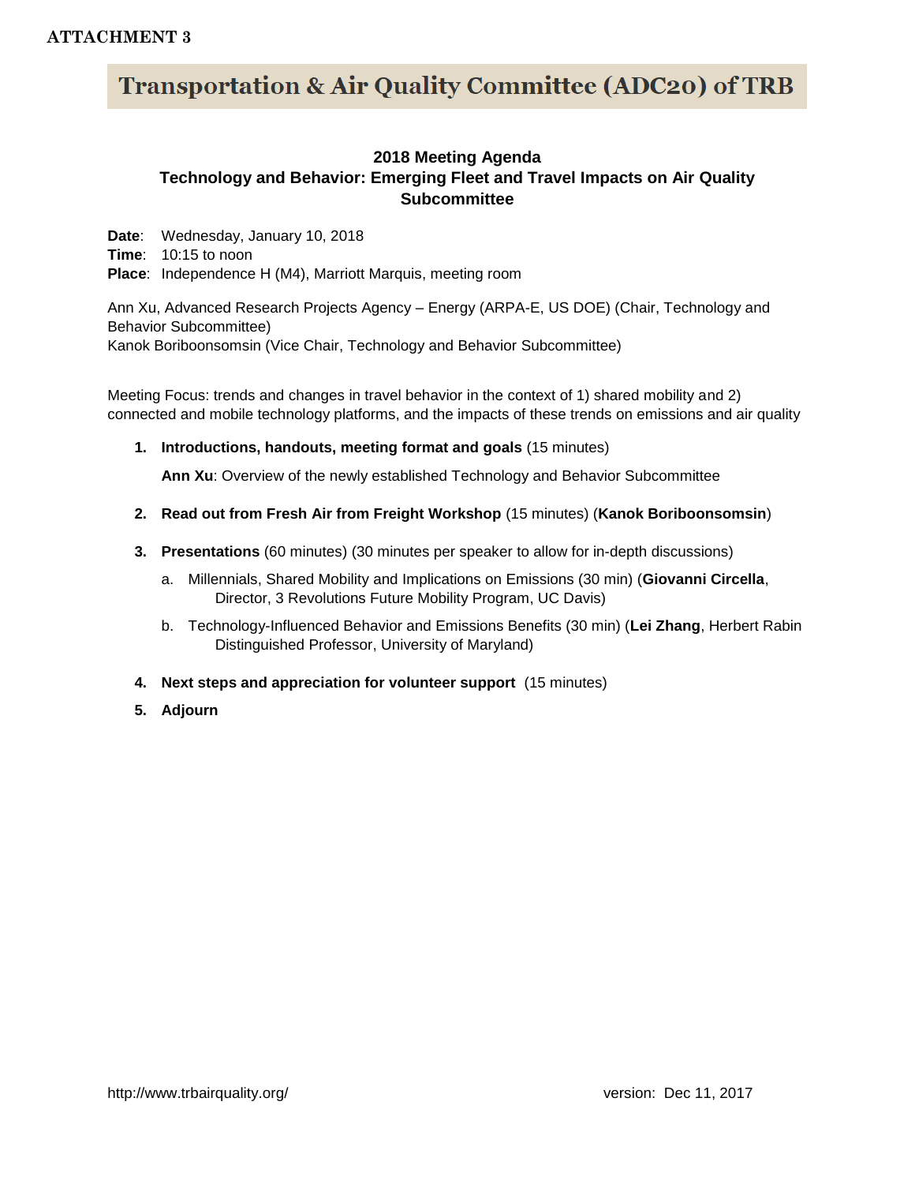**ATTACHMENT 3**

# Transportation & Air Quality Committee (ADC20) of TRB

## 2018 Meeting Agenda
## Technology and Behavior: Emerging Fleet and Travel Impacts on Air Quality Subcommittee

**Date**: Wednesday, January 10, 2018
**Time**: 10:15 to noon
**Place**: Independence H (M4), Marriott Marquis, meeting room

Ann Xu, Advanced Research Projects Agency – Energy (ARPA-E, US DOE) (Chair, Technology and Behavior Subcommittee)
Kanok Boriboonsomsin (Vice Chair, Technology and Behavior Subcommittee)

Meeting Focus: trends and changes in travel behavior in the context of 1) shared mobility and 2) connected and mobile technology platforms, and the impacts of these trends on emissions and air quality

1. **Introductions, handouts, meeting format and goals** (15 minutes)

   **Ann Xu**: Overview of the newly established Technology and Behavior Subcommittee

2. **Read out from Fresh Air from Freight Workshop** (15 minutes) (**Kanok Boriboonsomsin**)

3. **Presentations** (60 minutes) (30 minutes per speaker to allow for in-depth discussions)

   a. Millennials, Shared Mobility and Implications on Emissions (30 min) (**Giovanni Circella**, Director, 3 Revolutions Future Mobility Program, UC Davis)

   b. Technology-Influenced Behavior and Emissions Benefits (30 min) (**Lei Zhang**, Herbert Rabin Distinguished Professor, University of Maryland)

4. **Next steps and appreciation for volunteer support** (15 minutes)

5. **Adjourn**

http://www.trbairquality.org/ version: Dec 11, 2017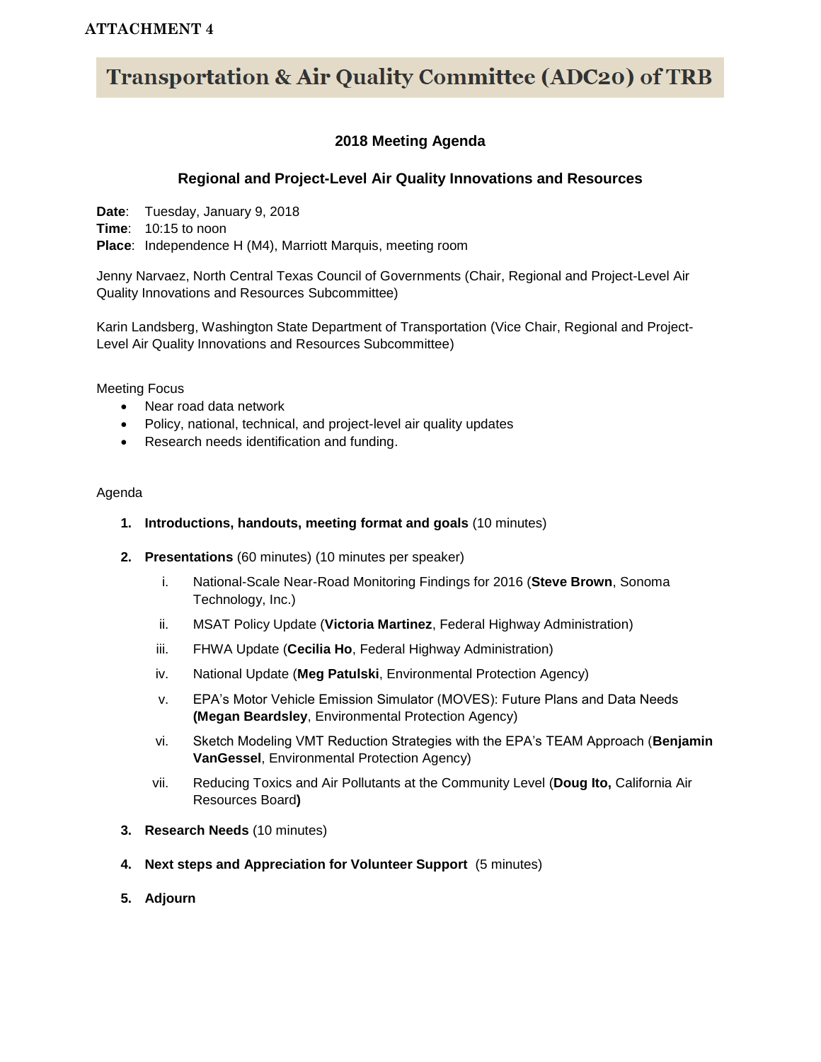**ATTACHMENT 4**

# Transportation & Air Quality Committee (ADC20) of TRB

## 2018 Meeting Agenda

## Regional and Project-Level Air Quality Innovations and Resources

**Date**: Tuesday, January 9, 2018
**Time**: 10:15 to noon
**Place**: Independence H (M4), Marriott Marquis, meeting room

Jenny Narvaez, North Central Texas Council of Governments (Chair, Regional and Project-Level Air Quality Innovations and Resources Subcommittee)

Karin Landsberg, Washington State Department of Transportation (Vice Chair, Regional and Project-Level Air Quality Innovations and Resources Subcommittee)

Meeting Focus

- Near road data network
- Policy, national, technical, and project-level air quality updates
- Research needs identification and funding.

Agenda

1. **Introductions, handouts, meeting format and goals** (10 minutes)
2. **Presentations** (60 minutes) (10 minutes per speaker)
    1. National-Scale Near-Road Monitoring Findings for 2016 (**Steve Brown**, Sonoma Technology, Inc.)
    2. MSAT Policy Update (**Victoria Martinez**, Federal Highway Administration)
    3. FHWA Update (**Cecilia Ho**, Federal Highway Administration)
    4. National Update (**Meg Patulski**, Environmental Protection Agency)
    5. EPA's Motor Vehicle Emission Simulator (MOVES): Future Plans and Data Needs **(Megan Beardsley**, Environmental Protection Agency)
    6. Sketch Modeling VMT Reduction Strategies with the EPA's TEAM Approach (**Benjamin VanGessel**, Environmental Protection Agency)
    7. Reducing Toxics and Air Pollutants at the Community Level (**Doug Ito,** California Air Resources Board**)**
3. **Research Needs** (10 minutes)
4. **Next steps and Appreciation for Volunteer Support** (5 minutes)
5. **Adjourn**